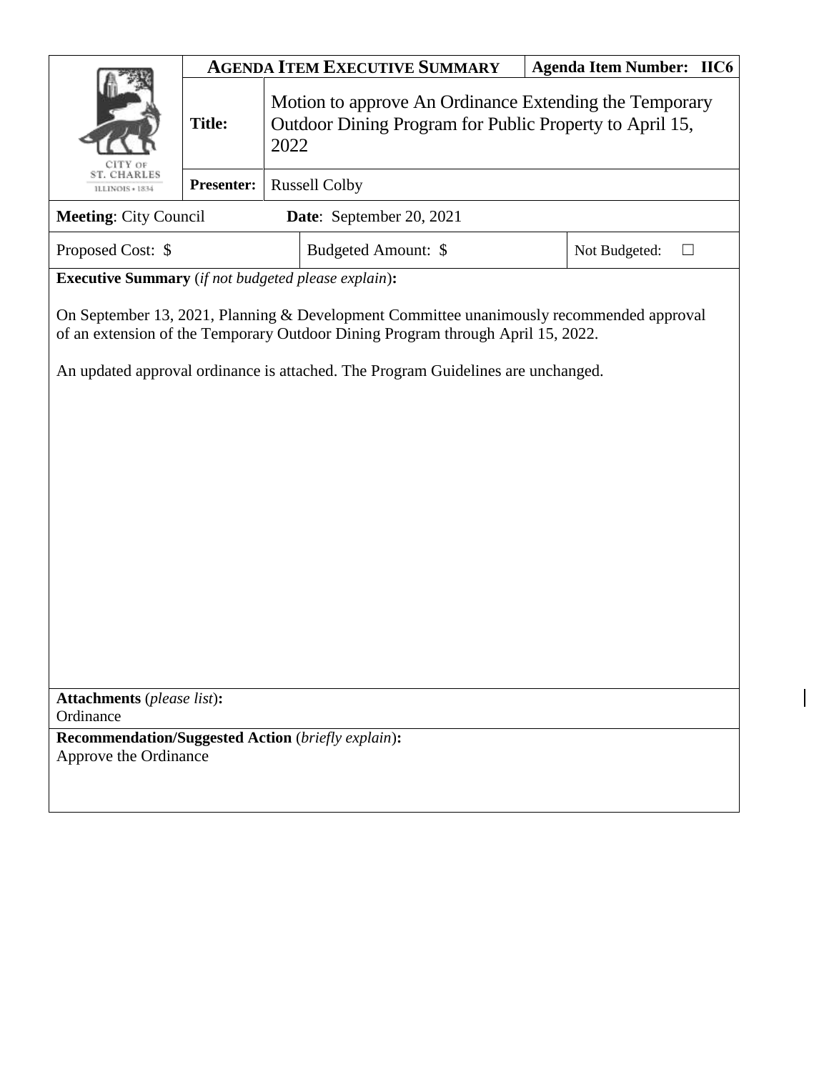| CITY OF ST. CHARLES ILLINOIS • 1834 | **AGENDA ITEM EXECUTIVE SUMMARY** | | **Agenda Item Number: IIC6** |
|---|---|---|---|
| | **Title:** | Motion to approve An Ordinance Extending the Temporary Outdoor Dining Program for Public Property to April 15, 2022 | |
| | **Presenter:** | Russell Colby | |

**Meeting**: City Council **Date**: September 20, 2021

| Proposed Cost: $ | Budgeted Amount: $ | Not Budgeted: ☐ |
|---|---|---|

**Executive Summary** (*if not budgeted please explain*)**:**

On September 13, 2021, Planning & Development Committee unanimously recommended approval of an extension of the Temporary Outdoor Dining Program through April 15, 2022.

An updated approval ordinance is attached. The Program Guidelines are unchanged.

**Attachments** (*please list*)**:**
Ordinance

**Recommendation/Suggested Action** (*briefly explain*)**:**
Approve the Ordinance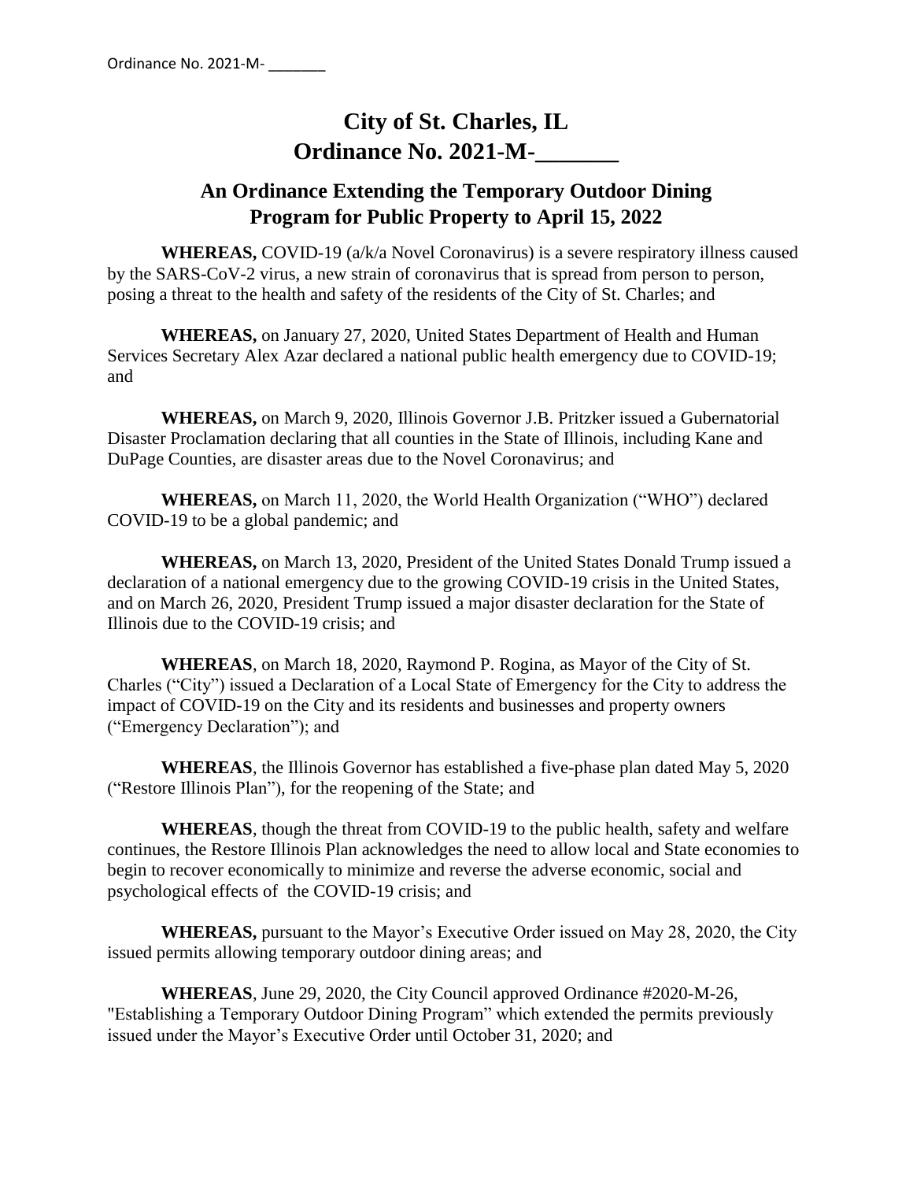# City of St. Charles, IL
# Ordinance No. 2021-M-_______

## An Ordinance Extending the Temporary Outdoor Dining Program for Public Property to April 15, 2022

**WHEREAS,** COVID-19 (a/k/a Novel Coronavirus) is a severe respiratory illness caused by the SARS-CoV-2 virus, a new strain of coronavirus that is spread from person to person, posing a threat to the health and safety of the residents of the City of St. Charles; and

**WHEREAS,** on January 27, 2020, United States Department of Health and Human Services Secretary Alex Azar declared a national public health emergency due to COVID-19; and

**WHEREAS,** on March 9, 2020, Illinois Governor J.B. Pritzker issued a Gubernatorial Disaster Proclamation declaring that all counties in the State of Illinois, including Kane and DuPage Counties, are disaster areas due to the Novel Coronavirus; and

**WHEREAS,** on March 11, 2020, the World Health Organization ("WHO") declared COVID-19 to be a global pandemic; and

**WHEREAS,** on March 13, 2020, President of the United States Donald Trump issued a declaration of a national emergency due to the growing COVID-19 crisis in the United States, and on March 26, 2020, President Trump issued a major disaster declaration for the State of Illinois due to the COVID-19 crisis; and

**WHEREAS**, on March 18, 2020, Raymond P. Rogina, as Mayor of the City of St. Charles ("City") issued a Declaration of a Local State of Emergency for the City to address the impact of COVID-19 on the City and its residents and businesses and property owners ("Emergency Declaration"); and

**WHEREAS**, the Illinois Governor has established a five-phase plan dated May 5, 2020 ("Restore Illinois Plan"), for the reopening of the State; and

**WHEREAS**, though the threat from COVID-19 to the public health, safety and welfare continues, the Restore Illinois Plan acknowledges the need to allow local and State economies to begin to recover economically to minimize and reverse the adverse economic, social and psychological effects of the COVID-19 crisis; and

**WHEREAS,** pursuant to the Mayor's Executive Order issued on May 28, 2020, the City issued permits allowing temporary outdoor dining areas; and

**WHEREAS**, June 29, 2020, the City Council approved Ordinance #2020-M-26, "Establishing a Temporary Outdoor Dining Program" which extended the permits previously issued under the Mayor's Executive Order until October 31, 2020; and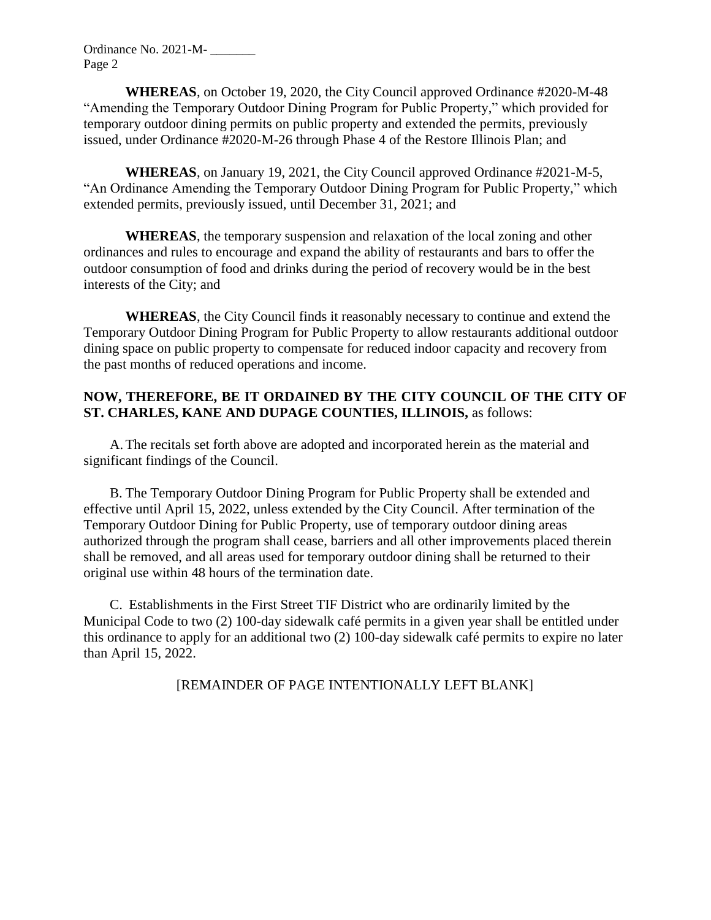**WHEREAS**, on October 19, 2020, the City Council approved Ordinance #2020-M-48 "Amending the Temporary Outdoor Dining Program for Public Property," which provided for temporary outdoor dining permits on public property and extended the permits, previously issued, under Ordinance #2020-M-26 through Phase 4 of the Restore Illinois Plan; and

**WHEREAS**, on January 19, 2021, the City Council approved Ordinance #2021-M-5, "An Ordinance Amending the Temporary Outdoor Dining Program for Public Property," which extended permits, previously issued, until December 31, 2021; and

**WHEREAS**, the temporary suspension and relaxation of the local zoning and other ordinances and rules to encourage and expand the ability of restaurants and bars to offer the outdoor consumption of food and drinks during the period of recovery would be in the best interests of the City; and

**WHEREAS**, the City Council finds it reasonably necessary to continue and extend the Temporary Outdoor Dining Program for Public Property to allow restaurants additional outdoor dining space on public property to compensate for reduced indoor capacity and recovery from the past months of reduced operations and income.

**NOW, THEREFORE, BE IT ORDAINED BY THE CITY COUNCIL OF THE CITY OF ST. CHARLES, KANE AND DUPAGE COUNTIES, ILLINOIS,** as follows:

A. The recitals set forth above are adopted and incorporated herein as the material and significant findings of the Council.

B. The Temporary Outdoor Dining Program for Public Property shall be extended and effective until April 15, 2022, unless extended by the City Council. After termination of the Temporary Outdoor Dining for Public Property, use of temporary outdoor dining areas authorized through the program shall cease, barriers and all other improvements placed therein shall be removed, and all areas used for temporary outdoor dining shall be returned to their original use within 48 hours of the termination date.

C. Establishments in the First Street TIF District who are ordinarily limited by the Municipal Code to two (2) 100-day sidewalk café permits in a given year shall be entitled under this ordinance to apply for an additional two (2) 100-day sidewalk café permits to expire no later than April 15, 2022.

[REMAINDER OF PAGE INTENTIONALLY LEFT BLANK]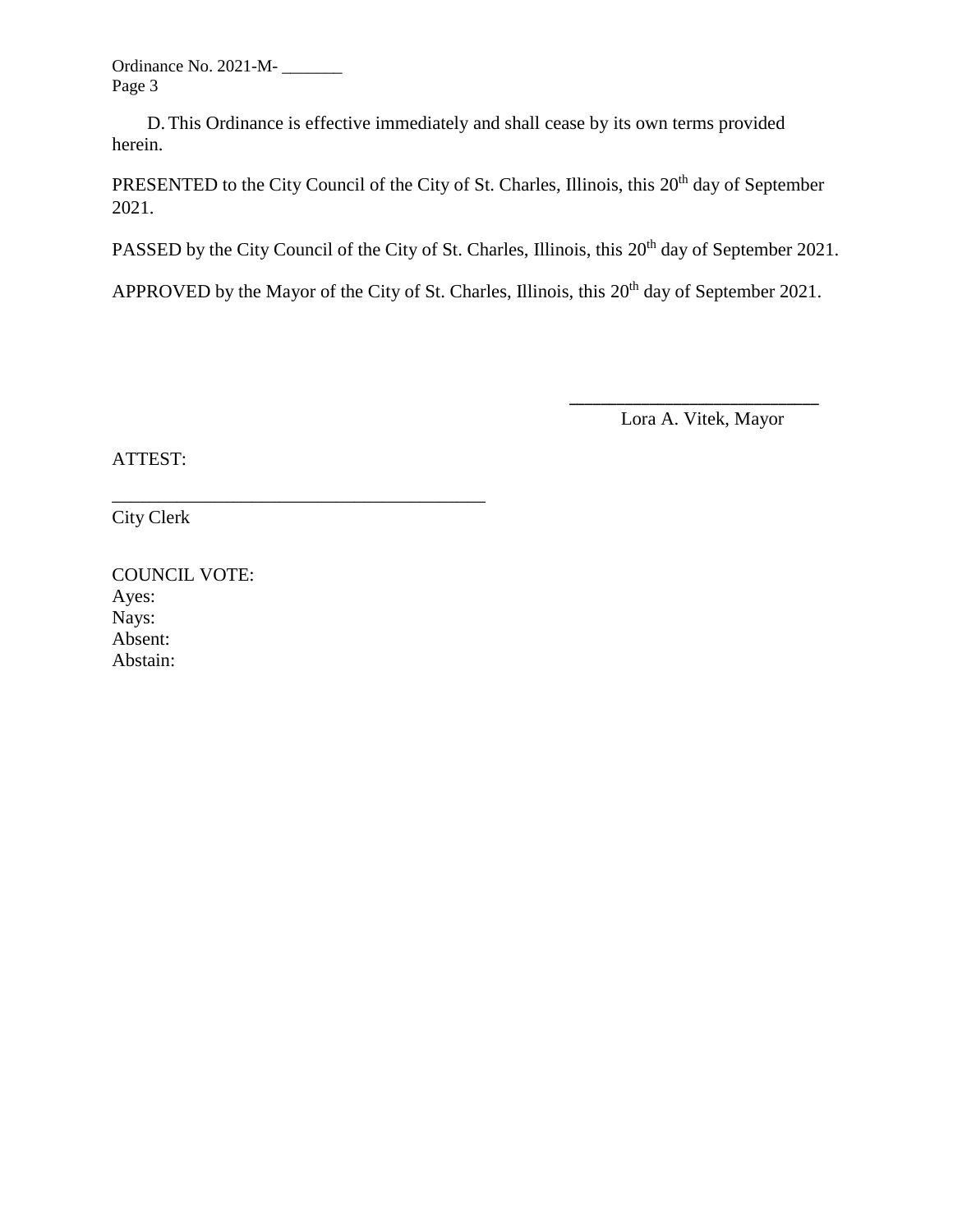D. This Ordinance is effective immediately and shall cease by its own terms provided herein.

PRESENTED to the City Council of the City of St. Charles, Illinois, this 20th day of September 2021.

PASSED by the City Council of the City of St. Charles, Illinois, this 20th day of September 2021.

APPROVED by the Mayor of the City of St. Charles, Illinois, this 20th day of September 2021.

\_\_\_\_\_\_\_\_\_\_\_\_\_\_\_\_\_\_\_\_\_\_\_\_\_\_\_\_

Lora A. Vitek, Mayor

ATTEST:

\_\_\_\_\_\_\_\_\_\_\_\_\_\_\_\_\_\_\_\_\_\_\_\_\_\_\_\_\_\_\_\_\_\_\_\_\_\_\_\_

City Clerk

COUNCIL VOTE:  
Ayes:  
Nays:  
Absent:  
Abstain: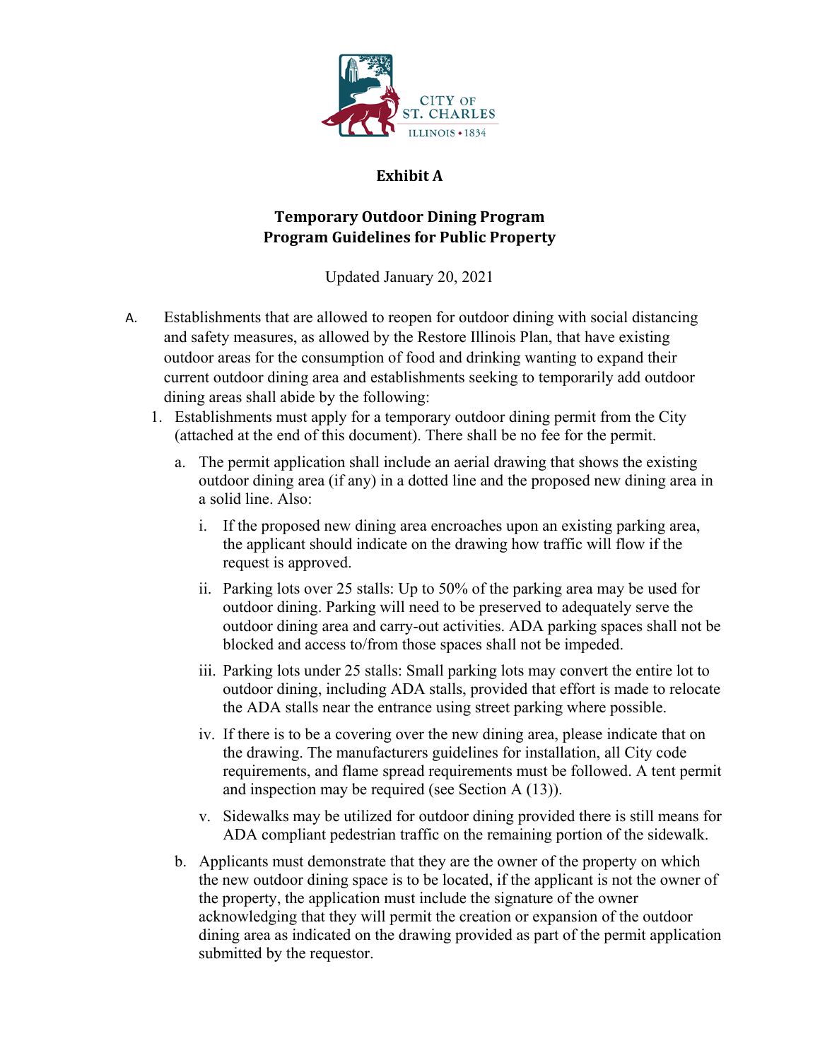**Exhibit A**

**Temporary Outdoor Dining Program**
**Program Guidelines for Public Property**

Updated January 20, 2021

A. Establishments that are allowed to reopen for outdoor dining with social distancing and safety measures, as allowed by the Restore Illinois Plan, that have existing outdoor areas for the consumption of food and drinking wanting to expand their current outdoor dining area and establishments seeking to temporarily add outdoor dining areas shall abide by the following:

1. Establishments must apply for a temporary outdoor dining permit from the City (attached at the end of this document). There shall be no fee for the permit.

   a. The permit application shall include an aerial drawing that shows the existing outdoor dining area (if any) in a dotted line and the proposed new dining area in a solid line. Also:

      i. If the proposed new dining area encroaches upon an existing parking area, the applicant should indicate on the drawing how traffic will flow if the request is approved.

      ii. Parking lots over 25 stalls: Up to 50% of the parking area may be used for outdoor dining. Parking will need to be preserved to adequately serve the outdoor dining area and carry-out activities. ADA parking spaces shall not be blocked and access to/from those spaces shall not be impeded.

      iii. Parking lots under 25 stalls: Small parking lots may convert the entire lot to outdoor dining, including ADA stalls, provided that effort is made to relocate the ADA stalls near the entrance using street parking where possible.

      iv. If there is to be a covering over the new dining area, please indicate that on the drawing. The manufacturers guidelines for installation, all City code requirements, and flame spread requirements must be followed. A tent permit and inspection may be required (see Section A (13)).

      v. Sidewalks may be utilized for outdoor dining provided there is still means for ADA compliant pedestrian traffic on the remaining portion of the sidewalk.

   b. Applicants must demonstrate that they are the owner of the property on which the new outdoor dining space is to be located, if the applicant is not the owner of the property, the application must include the signature of the owner acknowledging that they will permit the creation or expansion of the outdoor dining area as indicated on the drawing provided as part of the permit application submitted by the requestor.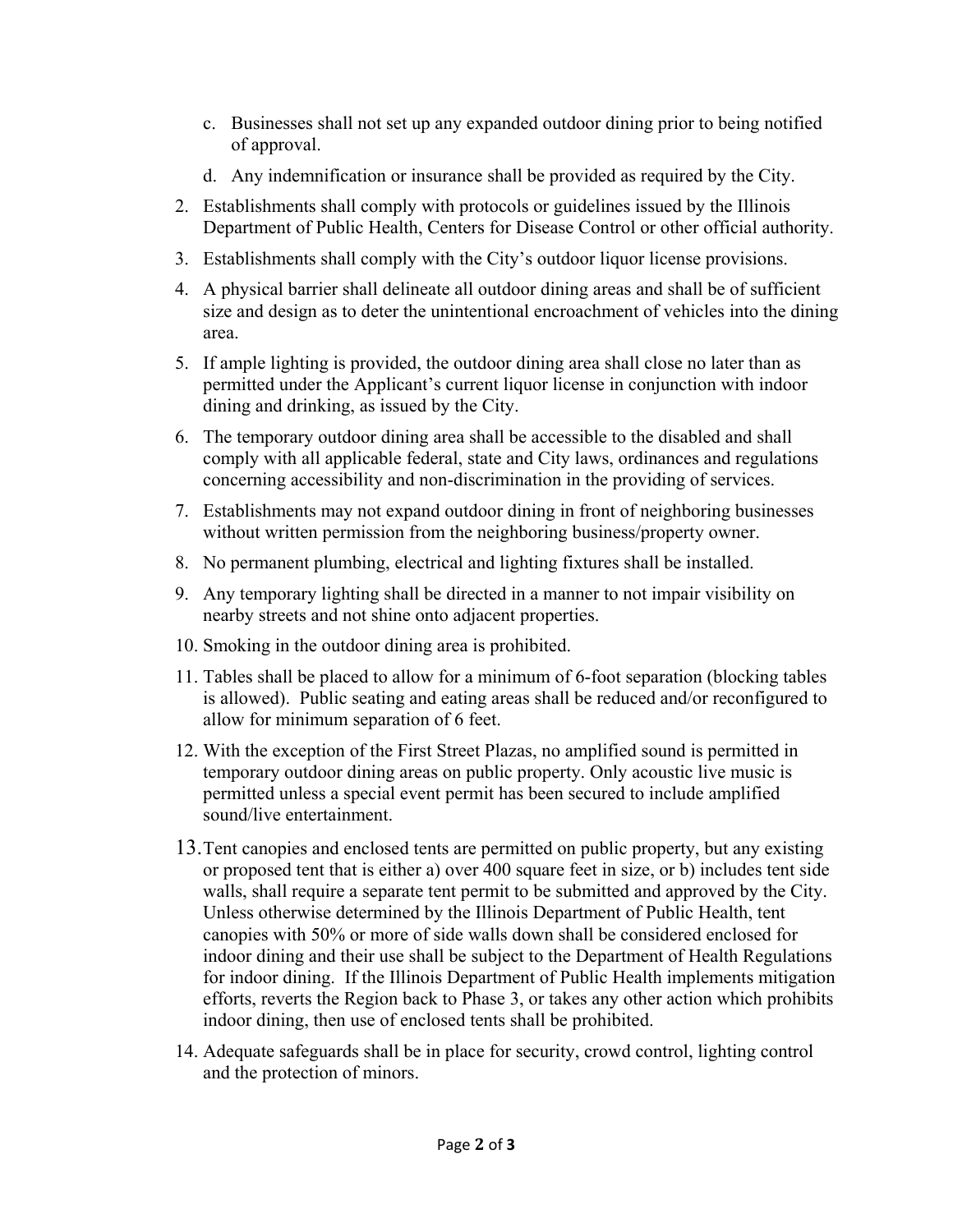c. Businesses shall not set up any expanded outdoor dining prior to being notified of approval.

d. Any indemnification or insurance shall be provided as required by the City.

2. Establishments shall comply with protocols or guidelines issued by the Illinois Department of Public Health, Centers for Disease Control or other official authority.
3. Establishments shall comply with the City's outdoor liquor license provisions.
4. A physical barrier shall delineate all outdoor dining areas and shall be of sufficient size and design as to deter the unintentional encroachment of vehicles into the dining area.
5. If ample lighting is provided, the outdoor dining area shall close no later than as permitted under the Applicant's current liquor license in conjunction with indoor dining and drinking, as issued by the City.
6. The temporary outdoor dining area shall be accessible to the disabled and shall comply with all applicable federal, state and City laws, ordinances and regulations concerning accessibility and non-discrimination in the providing of services.
7. Establishments may not expand outdoor dining in front of neighboring businesses without written permission from the neighboring business/property owner.
8. No permanent plumbing, electrical and lighting fixtures shall be installed.
9. Any temporary lighting shall be directed in a manner to not impair visibility on nearby streets and not shine onto adjacent properties.
10. Smoking in the outdoor dining area is prohibited.
11. Tables shall be placed to allow for a minimum of 6-foot separation (blocking tables is allowed). Public seating and eating areas shall be reduced and/or reconfigured to allow for minimum separation of 6 feet.
12. With the exception of the First Street Plazas, no amplified sound is permitted in temporary outdoor dining areas on public property. Only acoustic live music is permitted unless a special event permit has been secured to include amplified sound/live entertainment.
13. Tent canopies and enclosed tents are permitted on public property, but any existing or proposed tent that is either a) over 400 square feet in size, or b) includes tent side walls, shall require a separate tent permit to be submitted and approved by the City. Unless otherwise determined by the Illinois Department of Public Health, tent canopies with 50% or more of side walls down shall be considered enclosed for indoor dining and their use shall be subject to the Department of Health Regulations for indoor dining. If the Illinois Department of Public Health implements mitigation efforts, reverts the Region back to Phase 3, or takes any other action which prohibits indoor dining, then use of enclosed tents shall be prohibited.
14. Adequate safeguards shall be in place for security, crowd control, lighting control and the protection of minors.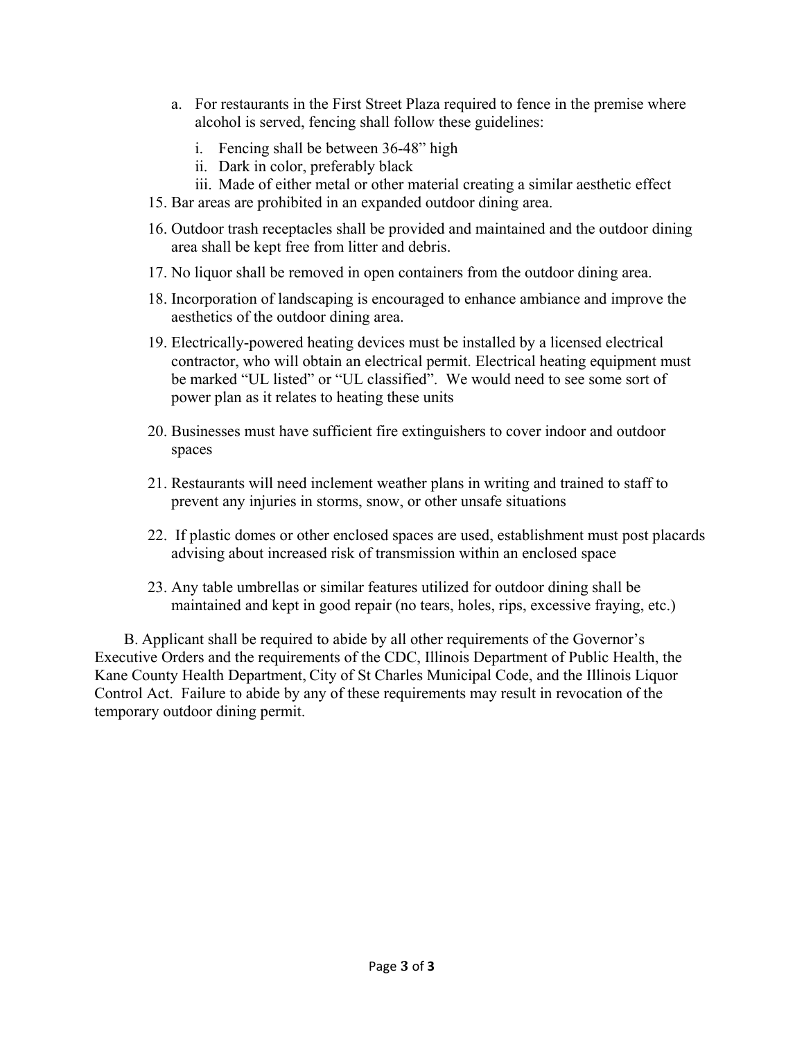a. For restaurants in the First Street Plaza required to fence in the premise where alcohol is served, fencing shall follow these guidelines:

    i. Fencing shall be between 36-48" high

    ii. Dark in color, preferably black

    iii. Made of either metal or other material creating a similar aesthetic effect

15. Bar areas are prohibited in an expanded outdoor dining area.

16. Outdoor trash receptacles shall be provided and maintained and the outdoor dining area shall be kept free from litter and debris.

17. No liquor shall be removed in open containers from the outdoor dining area.

18. Incorporation of landscaping is encouraged to enhance ambiance and improve the aesthetics of the outdoor dining area.

19. Electrically-powered heating devices must be installed by a licensed electrical contractor, who will obtain an electrical permit. Electrical heating equipment must be marked "UL listed" or "UL classified". We would need to see some sort of power plan as it relates to heating these units

20. Businesses must have sufficient fire extinguishers to cover indoor and outdoor spaces

21. Restaurants will need inclement weather plans in writing and trained to staff to prevent any injuries in storms, snow, or other unsafe situations

22. If plastic domes or other enclosed spaces are used, establishment must post placards advising about increased risk of transmission within an enclosed space

23. Any table umbrellas or similar features utilized for outdoor dining shall be maintained and kept in good repair (no tears, holes, rips, excessive fraying, etc.)

B. Applicant shall be required to abide by all other requirements of the Governor's Executive Orders and the requirements of the CDC, Illinois Department of Public Health, the Kane County Health Department, City of St Charles Municipal Code, and the Illinois Liquor Control Act. Failure to abide by any of these requirements may result in revocation of the temporary outdoor dining permit.